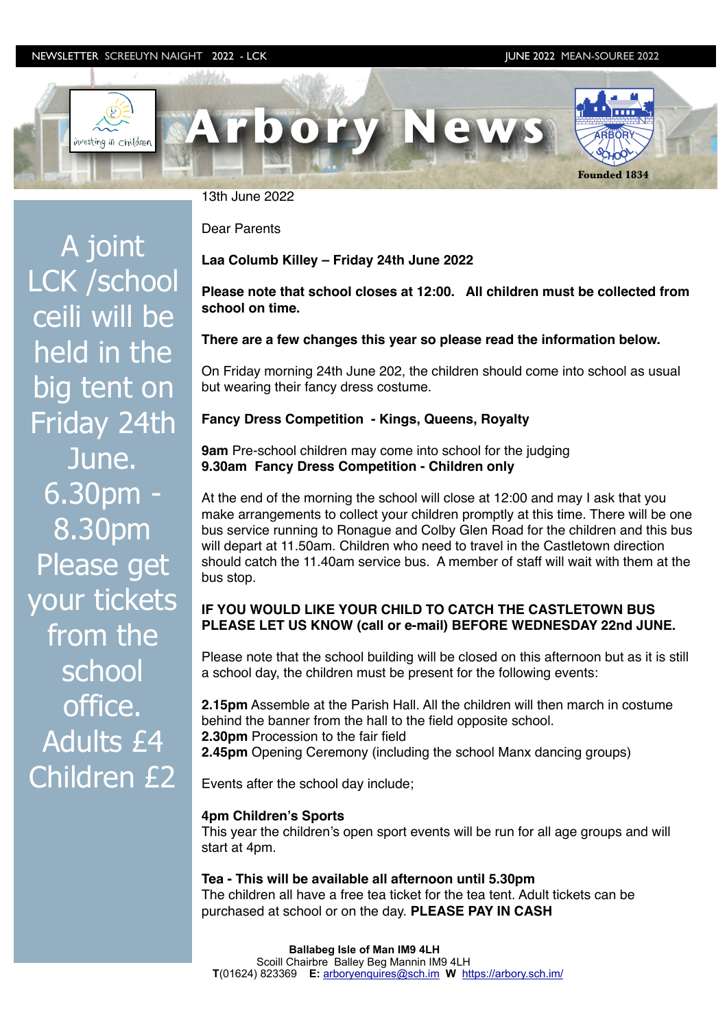NEWSLETTER SCREEUYN NAIGHT 2022 - LCK JUNE 2022 MEAN-SOUREE 2022

# Arbory News

investing in children

ARBORY SCHOOL Founded 1834

A joint LCK /school ceili will be held in the big tent on Friday 24th June. 6.30pm - 8.30pm Please get your tickets from the school office. Adults £4 Children £2

13th June 2022

Dear Parents

**Laa Columb Killey – Friday 24th June 2022**

**Please note that school closes at 12:00. All children must be collected from school on time.**

**There are a few changes this year so please read the information below.**

On Friday morning 24th June 202, the children should come into school as usual but wearing their fancy dress costume.

**Fancy Dress Competition - Kings, Queens, Royalty**

**9am** Pre-school children may come into school for the judging
**9.30am Fancy Dress Competition - Children only**

At the end of the morning the school will close at 12:00 and may I ask that you make arrangements to collect your children promptly at this time. There will be one bus service running to Ronague and Colby Glen Road for the children and this bus will depart at 11.50am. Children who need to travel in the Castletown direction should catch the 11.40am service bus. A member of staff will wait with them at the bus stop.

**IF YOU WOULD LIKE YOUR CHILD TO CATCH THE CASTLETOWN BUS PLEASE LET US KNOW (call or e-mail) BEFORE WEDNESDAY 22nd JUNE.**

Please note that the school building will be closed on this afternoon but as it is still a school day, the children must be present for the following events:

**2.15pm** Assemble at the Parish Hall. All the children will then march in costume behind the banner from the hall to the field opposite school.
**2.30pm** Procession to the fair field
**2.45pm** Opening Ceremony (including the school Manx dancing groups)

Events after the school day include;

**4pm Children's Sports**
This year the children's open sport events will be run for all age groups and will start at 4pm.

**Tea - This will be available all afternoon until 5.30pm**
The children all have a free tea ticket for the tea tent. Adult tickets can be purchased at school or on the day. **PLEASE PAY IN CASH**

**Ballabeg Isle of Man IM9 4LH**
Scoill Chairbre Balley Beg Mannin IM9 4LH
**T**(01624) 823369 **E:** arboryenquires@sch.im **W** https://arbory.sch.im/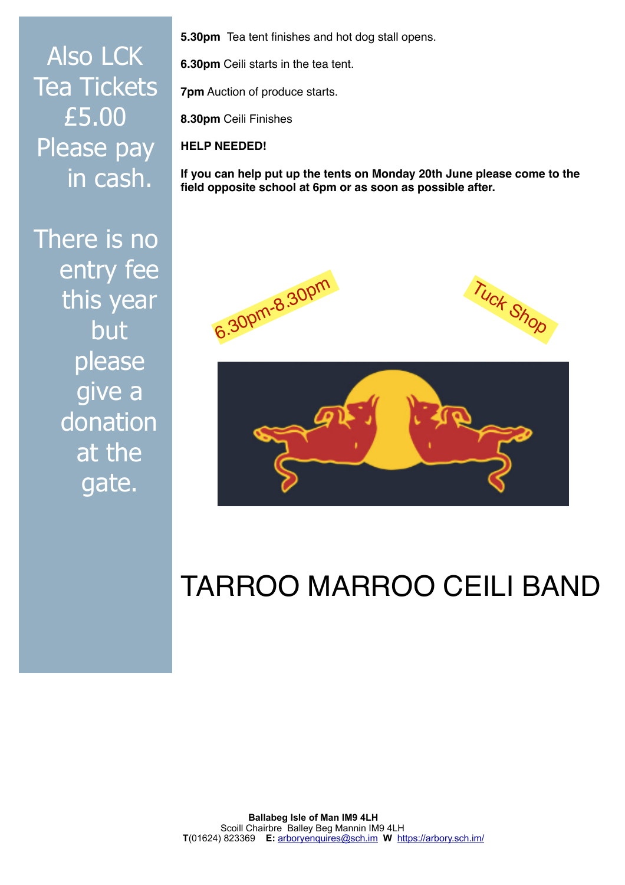Also LCK Tea Tickets £5.00 Please pay in cash.

There is no entry fee this year but please give a donation at the gate.

**5.30pm** Tea tent finishes and hot dog stall opens.

**6.30pm** Ceili starts in the tea tent.

**7pm** Auction of produce starts.

**8.30pm** Ceili Finishes

**HELP NEEDED!**

**If you can help put up the tents on Monday 20th June please come to the field opposite school at 6pm or as soon as possible after.**

6.30pm-8.30pm

Tuck Shop

# TARROO MARROO CEILI BAND

**Ballabeg Isle of Man IM9 4LH**
Scoill Chairbre Balley Beg Mannin IM9 4LH
**T**(01624) 823369 **E:** arboryenquires@sch.im **W** https://arbory.sch.im/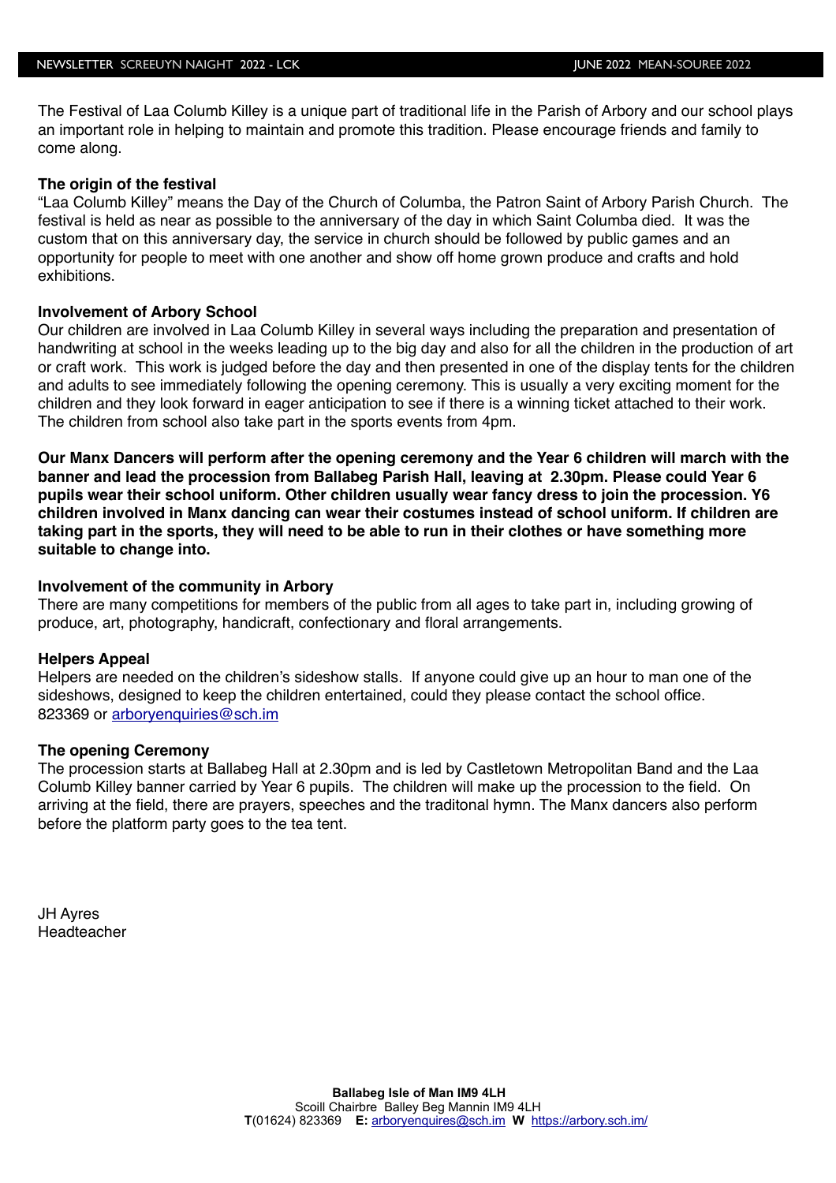The Festival of Laa Columb Killey is a unique part of traditional life in the Parish of Arbory and our school plays an important role in helping to maintain and promote this tradition. Please encourage friends and family to come along.

**The origin of the festival**

"Laa Columb Killey" means the Day of the Church of Columba, the Patron Saint of Arbory Parish Church. The festival is held as near as possible to the anniversary of the day in which Saint Columba died. It was the custom that on this anniversary day, the service in church should be followed by public games and an opportunity for people to meet with one another and show off home grown produce and crafts and hold exhibitions.

**Involvement of Arbory School**

Our children are involved in Laa Columb Killey in several ways including the preparation and presentation of handwriting at school in the weeks leading up to the big day and also for all the children in the production of art or craft work. This work is judged before the day and then presented in one of the display tents for the children and adults to see immediately following the opening ceremony. This is usually a very exciting moment for the children and they look forward in eager anticipation to see if there is a winning ticket attached to their work. The children from school also take part in the sports events from 4pm.

**Our Manx Dancers will perform after the opening ceremony and the Year 6 children will march with the banner and lead the procession from Ballabeg Parish Hall, leaving at 2.30pm. Please could Year 6 pupils wear their school uniform. Other children usually wear fancy dress to join the procession. Y6 children involved in Manx dancing can wear their costumes instead of school uniform. If children are taking part in the sports, they will need to be able to run in their clothes or have something more suitable to change into.**

**Involvement of the community in Arbory**

There are many competitions for members of the public from all ages to take part in, including growing of produce, art, photography, handicraft, confectionary and floral arrangements.

**Helpers Appeal**

Helpers are needed on the children's sideshow stalls. If anyone could give up an hour to man one of the sideshows, designed to keep the children entertained, could they please contact the school office. 823369 or arboryenquiries@sch.im

**The opening Ceremony**

The procession starts at Ballabeg Hall at 2.30pm and is led by Castletown Metropolitan Band and the Laa Columb Killey banner carried by Year 6 pupils. The children will make up the procession to the field. On arriving at the field, there are prayers, speeches and the traditonal hymn. The Manx dancers also perform before the platform party goes to the tea tent.

JH Ayres
Headteacher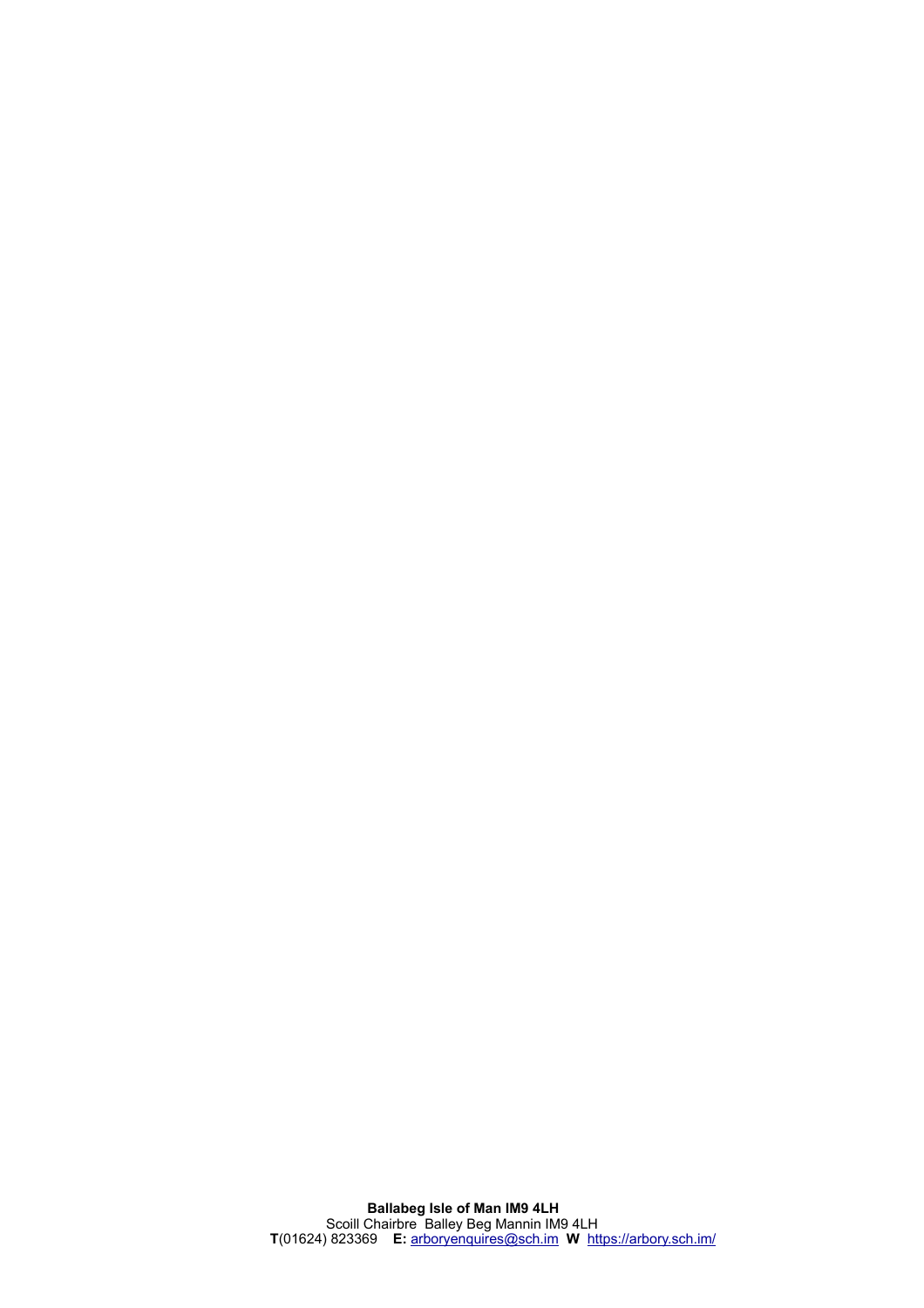**Ballabeg Isle of Man IM9 4LH**
Scoill Chairbre Balley Beg Mannin IM9 4LH
**T**(01624) 823369 **E:** arboryenquires@sch.im **W** https://arbory.sch.im/